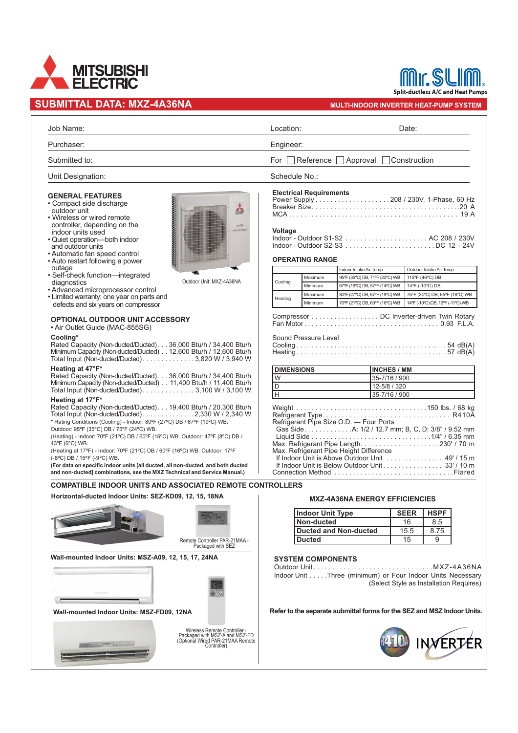MITSUBISHI ELECTRIC

Mr. SLIM
Split-ductless A/C and Heat Pumps

# SUBMITTAL DATA: MXZ-4A36NA

MULTI-INDOOR INVERTER HEAT-PUMP SYSTEM

Job Name:

Location:

Date:

Purchaser:

Engineer:

Submitted to:

For ☐ Reference ☐ Approval ☐ Construction

Unit Designation:

Schedule No.:

## GENERAL FEATURES

- Compact side discharge outdoor unit
- Wireless or wired remote controller, depending on the indoor units used
- Quiet operation—both indoor and outdoor units
- Automatic fan speed control
- Auto restart following a power outage
- Self-check function—integrated diagnostics
- Advanced microprocessor control
- Limited warranty: one year on parts and defects and six years on compressor

Outdoor Unit: MXZ-4A36NA

## OPTIONAL OUTDOOR UNIT ACCESSORY

- Air Outlet Guide (MAC-855SG)

**Cooling***

Rated Capacity (Non-ducted/Ducted) . . . 36,000 Btu/h / 34,400 Btu/h
Minimum Capacity (Non-ducted/Ducted) . . 12,600 Btu/h / 12,600 Btu/h
Total Input (Non-ducted/Ducted) . . . . . . . . . . . . . . 3,820 W / 3,940 W

**Heating at 47°F***

Rated Capacity (Non-ducted/Ducted) . . . 36,000 Btu/h / 34,400 Btu/h
Minimum Capacity (Non-ducted/Ducted) . . 11,400 Btu/h / 11,400 Btu/h
Total Input (Non-ducted/Ducted) . . . . . . . . . . . . . . 3,100 W / 3,100 W

**Heating at 17°F***

Rated Capacity (Non-ducted/Ducted) . . . 19,400 Btu/h / 20,300 Btu/h
Total Input (Non-ducted/Ducted) . . . . . . . . . . . . . . 2,330 W / 2,340 W

* Rating Conditions (Cooling) - Indoor: 80°F (27°C) DB / 67°F (19°C) WB. Outdoor: 95°F (35°C) DB / 75°F (24°C) WB.
(Heating) - Indoor: 70°F (21°C) DB / 60°F (16°C) WB. Outdoor: 47°F (8°C) DB / 43°F (6°C) WB.
(Heating at 17°F) - Indoor: 70°F (21°C) DB / 60°F (16°C) WB. Outdoor: 17°F (-8°C) DB / 15°F (-9°C) WB.

**(For data on specific indoor units [all ducted, all non-ducted, and both ducted and non-ducted] combinations, see the MXZ Technical and Service Manual.)**

## Electrical Requirements

Power Supply . . . . . . . . . . . . . . . . . . . . 208 / 230V, 1-Phase, 60 Hz
Breaker Size . . . . . . . . . . . . . . . . . . . . . . . . . . . . . . . . . . . . . . . 20 A
MCA . . . . . . . . . . . . . . . . . . . . . . . . . . . . . . . . . . . . . . . . . . . . 19 A

## Voltage

Indoor - Outdoor S1-S2 . . . . . . . . . . . . . . . . . . . . . . AC 208 / 230V
Indoor - Outdoor S2-S3 . . . . . . . . . . . . . . . . . . . . . . . . DC 12 - 24V

## OPERATING RANGE

| | | Indoor Intake Air Temp. | Outdoor Intake Air Temp. |
|---|---|---|---|
| Cooling | Maximum | 95°F (35°C) DB, 71°F (22°C) WB | 115°F (46°C) DB |
| | Minimum | 67°F (19°C) DB, 57°F (14°C) WB | 14°F (-10°C) DB |
| Heating | Maximum | 80°F (27°C) DB, 67°F (19°C) WB | 75°F (24°C) DB, 65°F (18°C) WB |
| | Minimum | 70°F (21°C) DB, 60°F (16°C) WB | 14°F (-10°C) DB, 12°F (-11°C) WB |

Compressor . . . . . . . . . . . . . . . . . . DC Inverter-driven Twin Rotary
Fan Motor . . . . . . . . . . . . . . . . . . . . . . . . . . . . . . . . . . . . 0.93 F.L.A.

Sound Pressure Level
Cooling . . . . . . . . . . . . . . . . . . . . . . . . . . . . . . . . . . . . . . . . 54 dB(A)
Heating . . . . . . . . . . . . . . . . . . . . . . . . . . . . . . . . . . . . . . . . 57 dB(A)

| DIMENSIONS | INCHES / MM |
|---|---|
| W | 35-7/16 / 900 |
| D | 12-5/8 / 320 |
| H | 35-7/16 / 900 |

Weight . . . . . . . . . . . . . . . . . . . . . . . . . . . . . . . . . . . 150 lbs. / 68 kg
Refrigerant Type . . . . . . . . . . . . . . . . . . . . . . . . . . . . . . . . . . . R410A
Refrigerant Pipe Size O.D. — Four Ports
  Gas Side . . . . . . . . . . . . A: 1/2 / 12.7 mm; B, C, D: 3/8" / 9.52 mm
  Liquid Side . . . . . . . . . . . . . . . . . . . . . . . . . . . . . . . 1/4" / 6.35 mm
Max. Refrigerant Pipe Length . . . . . . . . . . . . . . . . . . . . . 230' / 70 m
Max. Refrigerant Pipe Height Difference
  If Indoor Unit is Above Outdoor Unit . . . . . . . . . . . . . . . 49' / 15 m
  If Indoor Unit is Below Outdoor Unit . . . . . . . . . . . . . . . 33' / 10 m
Connection Method . . . . . . . . . . . . . . . . . . . . . . . . . . . . . . . . Flared

## COMPATIBLE INDOOR UNITS AND ASSOCIATED REMOTE CONTROLLERS

**Horizontal-ducted Indoor Units: SEZ-KD09, 12, 15, 18NA**

Remote Controller PAR-21MAA - Packaged with SEZ

**Wall-mounted Indoor Units: MSZ-A09, 12, 15, 17, 24NA**

**Wall-mounted Indoor Units: MSZ-FD09, 12NA**

Wireless Remote Controller - Packaged with MSZ-A and MSZ-FD (Optional Wired PAR-21MAA Remote Controller)

## MXZ-4A36NA ENERGY EFFICIENCIES

| Indoor Unit Type | SEER | HSPF |
|---|---|---|
| Non-ducted | 16 | 8.5 |
| Ducted and Non-ducted | 15.5 | 8.75 |
| Ducted | 15 | 9 |

## SYSTEM COMPONENTS

Outdoor Unit . . . . . . . . . . . . . . . . . . . . . . . . . . . . . . . . MXZ-4A36NA
Indoor Unit . . . . . Three (minimum) or Four Indoor Units Necessary (Select Style as Installation Requires)

**Refer to the separate submittal forms for the SEZ and MSZ Indoor Units.**

R410A INVERTER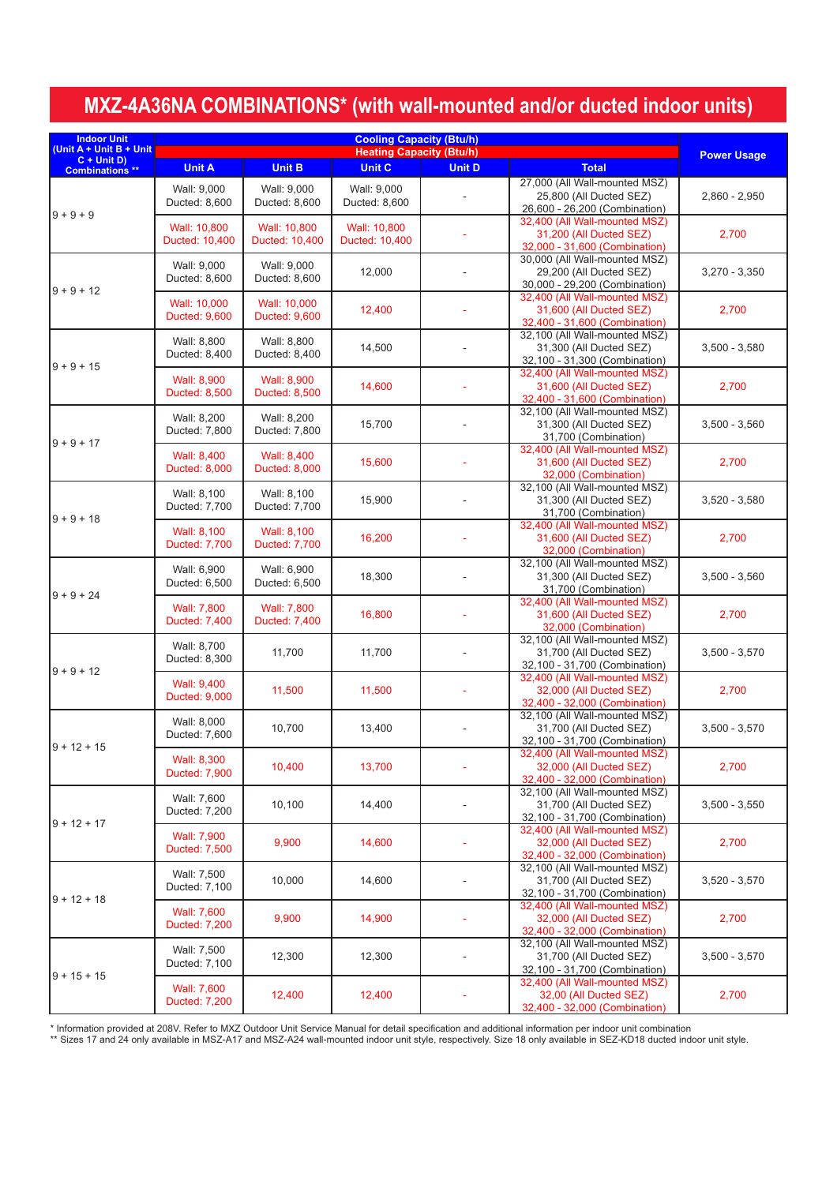# MXZ-4A36NA COMBINATIONS* (with wall-mounted and/or ducted indoor units)

| Indoor Unit (Unit A + Unit B + Unit C + Unit D) Combinations ** | Cooling Capacity (Btu/h) / Heating Capacity (Btu/h) | | | | | Power Usage |
|---|---|---|---|---|---|---|
| | Unit A | Unit B | Unit C | Unit D | Total | |
| 9 + 9 + 9 | Wall: 9,000 Ducted: 8,600 | Wall: 9,000 Ducted: 8,600 | Wall: 9,000 Ducted: 8,600 | - | 27,000 (All Wall-mounted MSZ) 25,800 (All Ducted SEZ) 26,600 - 26,200 (Combination) | 2,860 - 2,950 |
| | Wall: 10,800 Ducted: 10,400 | Wall: 10,800 Ducted: 10,400 | Wall: 10,800 Ducted: 10,400 | - | 32,400 (All Wall-mounted MSZ) 31,200 (All Ducted SEZ) 32,000 - 31,600 (Combination) | 2,700 |
| 9 + 9 + 12 | Wall: 9,000 Ducted: 8,600 | Wall: 9,000 Ducted: 8,600 | 12,000 | - | 30,000 (All Wall-mounted MSZ) 29,200 (All Ducted SEZ) 30,000 - 29,200 (Combination) | 3,270 - 3,350 |
| | Wall: 10,000 Ducted: 9,600 | Wall: 10,000 Ducted: 9,600 | 12,400 | - | 32,400 (All Wall-mounted MSZ) 31,600 (All Ducted SEZ) 32,400 - 31,600 (Combination) | 2,700 |
| 9 + 9 + 15 | Wall: 8,800 Ducted: 8,400 | Wall: 8,800 Ducted: 8,400 | 14,500 | - | 32,100 (All Wall-mounted MSZ) 31,300 (All Ducted SEZ) 32,100 - 31,300 (Combination) | 3,500 - 3,580 |
| | Wall: 8,900 Ducted: 8,500 | Wall: 8,900 Ducted: 8,500 | 14,600 | - | 32,400 (All Wall-mounted MSZ) 31,600 (All Ducted SEZ) 32,400 - 31,600 (Combination) | 2,700 |
| 9 + 9 + 17 | Wall: 8,200 Ducted: 7,800 | Wall: 8,200 Ducted: 7,800 | 15,700 | - | 32,100 (All Wall-mounted MSZ) 31,300 (All Ducted SEZ) 31,700 (Combination) | 3,500 - 3,560 |
| | Wall: 8,400 Ducted: 8,000 | Wall: 8,400 Ducted: 8,000 | 15,600 | - | 32,400 (All Wall-mounted MSZ) 31,600 (All Ducted SEZ) 32,000 (Combination) | 2,700 |
| 9 + 9 + 18 | Wall: 8,100 Ducted: 7,700 | Wall: 8,100 Ducted: 7,700 | 15,900 | - | 32,100 (All Wall-mounted MSZ) 31,300 (All Ducted SEZ) 31,700 (Combination) | 3,520 - 3,580 |
| | Wall: 8,100 Ducted: 7,700 | Wall: 8,100 Ducted: 7,700 | 16,200 | - | 32,400 (All Wall-mounted MSZ) 31,600 (All Ducted SEZ) 32,000 (Combination) | 2,700 |
| 9 + 9 + 24 | Wall: 6,900 Ducted: 6,500 | Wall: 6,900 Ducted: 6,500 | 18,300 | - | 32,100 (All Wall-mounted MSZ) 31,300 (All Ducted SEZ) 31,700 (Combination) | 3,500 - 3,560 |
| | Wall: 7,800 Ducted: 7,400 | Wall: 7,800 Ducted: 7,400 | 16,800 | - | 32,400 (All Wall-mounted MSZ) 31,600 (All Ducted SEZ) 32,000 (Combination) | 2,700 |
| 9 + 9 + 12 | Wall: 8,700 Ducted: 8,300 | 11,700 | 11,700 | - | 32,100 (All Wall-mounted MSZ) 31,700 (All Ducted SEZ) 32,100 - 31,700 (Combination) | 3,500 - 3,570 |
| | Wall: 9,400 Ducted: 9,000 | 11,500 | 11,500 | - | 32,400 (All Wall-mounted MSZ) 32,000 (All Ducted SEZ) 32,400 - 32,000 (Combination) | 2,700 |
| 9 + 12 + 15 | Wall: 8,000 Ducted: 7,600 | 10,700 | 13,400 | - | 32,100 (All Wall-mounted MSZ) 31,700 (All Ducted SEZ) 32,100 - 31,700 (Combination) | 3,500 - 3,570 |
| | Wall: 8,300 Ducted: 7,900 | 10,400 | 13,700 | - | 32,400 (All Wall-mounted MSZ) 32,000 (All Ducted SEZ) 32,400 - 32,000 (Combination) | 2,700 |
| 9 + 12 + 17 | Wall: 7,600 Ducted: 7,200 | 10,100 | 14,400 | - | 32,100 (All Wall-mounted MSZ) 31,700 (All Ducted SEZ) 32,100 - 31,700 (Combination) | 3,500 - 3,550 |
| | Wall: 7,900 Ducted: 7,500 | 9,900 | 14,600 | - | 32,400 (All Wall-mounted MSZ) 32,000 (All Ducted SEZ) 32,400 - 32,000 (Combination) | 2,700 |
| 9 + 12 + 18 | Wall: 7,500 Ducted: 7,100 | 10,000 | 14,600 | - | 32,100 (All Wall-mounted MSZ) 31,700 (All Ducted SEZ) 32,100 - 31,700 (Combination) | 3,520 - 3,570 |
| | Wall: 7,600 Ducted: 7,200 | 9,900 | 14,900 | - | 32,400 (All Wall-mounted MSZ) 32,000 (All Ducted SEZ) 32,400 - 32,000 (Combination) | 2,700 |
| 9 + 15 + 15 | Wall: 7,500 Ducted: 7,100 | 12,300 | 12,300 | - | 32,100 (All Wall-mounted MSZ) 31,700 (All Ducted SEZ) 32,100 - 31,700 (Combination) | 3,500 - 3,570 |
| | Wall: 7,600 Ducted: 7,200 | 12,400 | 12,400 | - | 32,400 (All Wall-mounted MSZ) 32,00 (All Ducted SEZ) 32,400 - 32,000 (Combination) | 2,700 |

\* Information provided at 208V. Refer to MXZ Outdoor Unit Service Manual for detail specification and additional information per indoor unit combination

\*\* Sizes 17 and 24 only available in MSZ-A17 and MSZ-A24 wall-mounted indoor unit style, respectively. Size 18 only available in SEZ-KD18 ducted indoor unit style.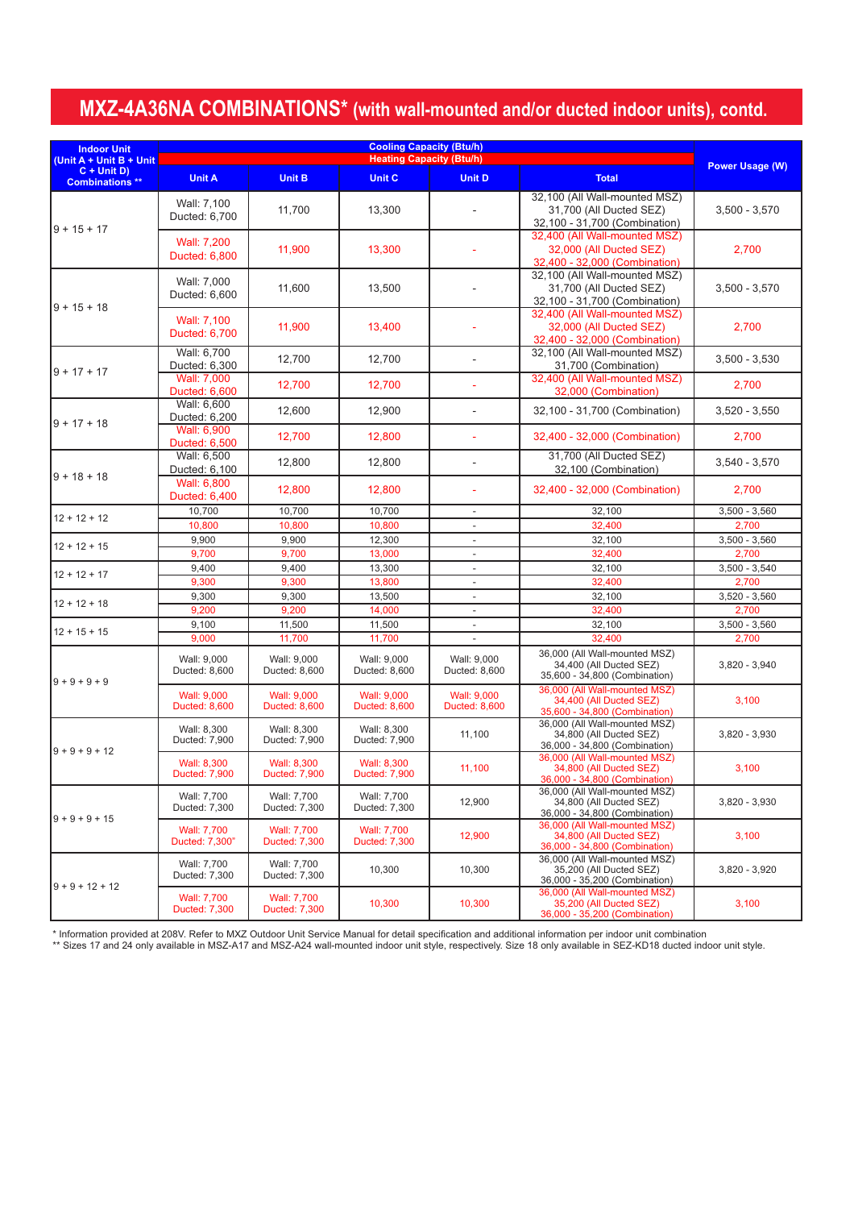# MXZ-4A36NA COMBINATIONS* (with wall-mounted and/or ducted indoor units), contd.

| Indoor Unit (Unit A + Unit B + Unit C + Unit D) Combinations ** | Cooling Capacity (Btu/h) / Heating Capacity (Btu/h) | | | | | Power Usage (W) |
|---|---|---|---|---|---|---|
| | Unit A | Unit B | Unit C | Unit D | Total | |
| 9 + 15 + 17 | Wall: 7,100 Ducted: 6,700 | 11,700 | 13,300 | - | 32,100 (All Wall-mounted MSZ) 31,700 (All Ducted SEZ) 32,100 - 31,700 (Combination) | 3,500 - 3,570 |
| | Wall: 7,200 Ducted: 6,800 | 11,900 | 13,300 | - | 32,400 (All Wall-mounted MSZ) 32,000 (All Ducted SEZ) 32,400 - 32,000 (Combination) | 2,700 |
| 9 + 15 + 18 | Wall: 7,000 Ducted: 6,600 | 11,600 | 13,500 | - | 32,100 (All Wall-mounted MSZ) 31,700 (All Ducted SEZ) 32,100 - 31,700 (Combination) | 3,500 - 3,570 |
| | Wall: 7,100 Ducted: 6,700 | 11,900 | 13,400 | - | 32,400 (All Wall-mounted MSZ) 32,000 (All Ducted SEZ) 32,400 - 32,000 (Combination) | 2,700 |
| 9 + 17 + 17 | Wall: 6,700 Ducted: 6,300 | 12,700 | 12,700 | - | 32,100 (All Wall-mounted MSZ) 31,700 (Combination) | 3,500 - 3,530 |
| | Wall: 7,000 Ducted: 6,600 | 12,700 | 12,700 | - | 32,400 (All Wall-mounted MSZ) 32,000 (Combination) | 2,700 |
| 9 + 17 + 18 | Wall: 6,600 Ducted: 6,200 | 12,600 | 12,900 | - | 32,100 - 31,700 (Combination) | 3,520 - 3,550 |
| | Wall: 6,900 Ducted: 6,500 | 12,700 | 12,800 | - | 32,400 - 32,000 (Combination) | 2,700 |
| 9 + 18 + 18 | Wall: 6,500 Ducted: 6,100 | 12,800 | 12,800 | - | 31,700 (All Ducted SEZ) 32,100 (Combination) | 3,540 - 3,570 |
| | Wall: 6,800 Ducted: 6,400 | 12,800 | 12,800 | - | 32,400 - 32,000 (Combination) | 2,700 |
| 12 + 12 + 12 | 10,700 | 10,700 | 10,700 | - | 32,100 | 3,500 - 3,560 |
| | 10,800 | 10,800 | 10,800 | - | 32,400 | 2,700 |
| 12 + 12 + 15 | 9,900 | 9,900 | 12,300 | - | 32,100 | 3,500 - 3,560 |
| | 9,700 | 9,700 | 13,000 | - | 32,400 | 2,700 |
| 12 + 12 + 17 | 9,400 | 9,400 | 13,300 | - | 32,100 | 3,500 - 3,540 |
| | 9,300 | 9,300 | 13,800 | - | 32,400 | 2,700 |
| 12 + 12 + 18 | 9,300 | 9,300 | 13,500 | - | 32,100 | 3,520 - 3,560 |
| | 9,200 | 9,200 | 14,000 | - | 32,400 | 2,700 |
| 12 + 15 + 15 | 9,100 | 11,500 | 11,500 | - | 32,100 | 3,500 - 3,560 |
| | 9,000 | 11,700 | 11,700 | - | 32,400 | 2,700 |
| 9 + 9 + 9 + 9 | Wall: 9,000 Ducted: 8,600 | Wall: 9,000 Ducted: 8,600 | Wall: 9,000 Ducted: 8,600 | Wall: 9,000 Ducted: 8,600 | 36,000 (All Wall-mounted MSZ) 34,400 (All Ducted SEZ) 35,600 - 34,800 (Combination) | 3,820 - 3,940 |
| | Wall: 9,000 Ducted: 8,600 | Wall: 9,000 Ducted: 8,600 | Wall: 9,000 Ducted: 8,600 | Wall: 9,000 Ducted: 8,600 | 36,000 (All Wall-mounted MSZ) 34,400 (All Ducted SEZ) 35,600 - 34,800 (Combination) | 3,100 |
| 9 + 9 + 9 + 12 | Wall: 8,300 Ducted: 7,900 | Wall: 8,300 Ducted: 7,900 | Wall: 8,300 Ducted: 7,900 | 11,100 | 36,000 (All Wall-mounted MSZ) 34,800 (All Ducted SEZ) 36,000 - 34,800 (Combination) | 3,820 - 3,930 |
| | Wall: 8,300 Ducted: 7,900 | Wall: 8,300 Ducted: 7,900 | Wall: 8,300 Ducted: 7,900 | 11,100 | 36,000 (All Wall-mounted MSZ) 34,800 (All Ducted SEZ) 36,000 - 34,800 (Combination) | 3,100 |
| 9 + 9 + 9 + 15 | Wall: 7,700 Ducted: 7,300 | Wall: 7,700 Ducted: 7,300 | Wall: 7,700 Ducted: 7,300 | 12,900 | 36,000 (All Wall-mounted MSZ) 34,800 (All Ducted SEZ) 36,000 - 34,800 (Combination) | 3,820 - 3,930 |
| | Wall: 7,700 Ducted: 7,300" | Wall: 7,700 Ducted: 7,300 | Wall: 7,700 Ducted: 7,300 | 12,900 | 36,000 (All Wall-mounted MSZ) 34,800 (All Ducted SEZ) 36,000 - 34,800 (Combination) | 3,100 |
| 9 + 9 + 12 + 12 | Wall: 7,700 Ducted: 7,300 | Wall: 7,700 Ducted: 7,300 | 10,300 | 10,300 | 36,000 (All Wall-mounted MSZ) 35,200 (All Ducted SEZ) 36,000 - 35,200 (Combination) | 3,820 - 3,920 |
| | Wall: 7,700 Ducted: 7,300 | Wall: 7,700 Ducted: 7,300 | 10,300 | 10,300 | 36,000 (All Wall-mounted MSZ) 35,200 (All Ducted SEZ) 36,000 - 35,200 (Combination) | 3,100 |

\* Information provided at 208V. Refer to MXZ Outdoor Unit Service Manual for detail specification and additional information per indoor unit combination

** Sizes 17 and 24 only available in MSZ-A17 and MSZ-A24 wall-mounted indoor unit style, respectively. Size 18 only available in SEZ-KD18 ducted indoor unit style.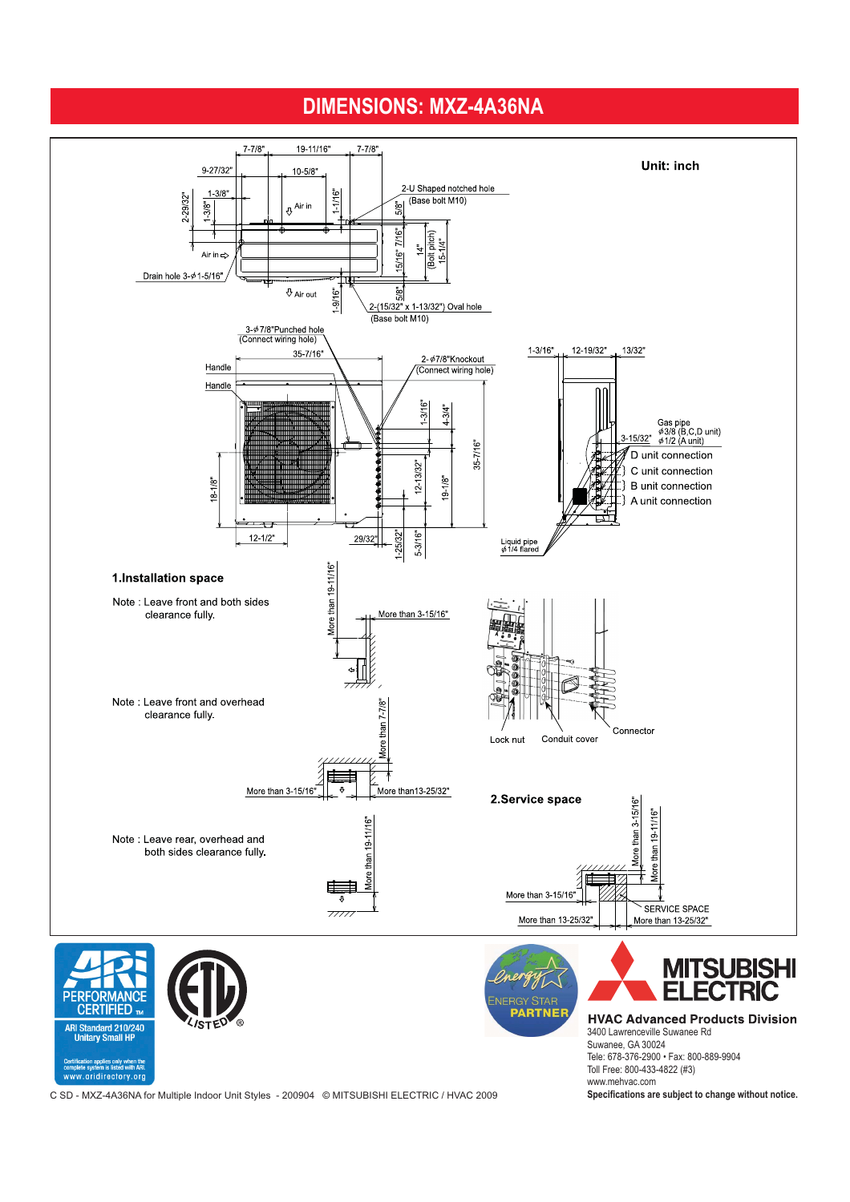# DIMENSIONS: MXZ-4A36NA

Unit: inch

7-7/8"
19-11/16"
7-7/8"
9-27/32"
10-5/8"
2-29/32"
1-3/8"
1-3/8"
Air in
1-1/16"
2-U Shaped notched hole
(Base bolt M10)
5/8"
Air in
15/16" 7/16"
14"
(Bolt pitch)
15-1/4"
Drain hole 3-ϕ1-5/16"
Air out
1-9/16"
5/8"
2-(15/32" x 1-13/32") Oval hole
(Base bolt M10)

3-ϕ7/8"Punched hole
(Connect wiring hole)
35-7/16"
2-ϕ7/8"Knockout
(Connect wiring hole)
Handle
Handle
1-3/16"
4-3/4"
35-7/16"
12-13/32"
19-1/8"
18-1/8"
12-1/2"
29/32"
1-25/32"
5-3/16"

1-3/16"
12-19/32"
13/32"
Gas pipe
ϕ3/8 (B,C,D unit)
ϕ1/2 (A unit)
3-15/32"
D unit connection
C unit connection
B unit connection
A unit connection
Liquid pipe
ϕ1/4 flared

## 1.Installation space

Note : Leave front and both sides clearance fully.

More than 19-11/16"
More than 3-15/16"

Note : Leave front and overhead clearance fully.

More than 7-7/8"
More than 3-15/16"
More than13-25/32"

Note : Leave rear, overhead and both sides clearance fully.

More than 19-11/16"

Lock nut
Conduit cover
Connector

## 2.Service space

More than 3-15/16"
More than 19-11/16"
More than 3-15/16"
SERVICE SPACE
More than 13-25/32"
More than 13-25/32"

ARI PERFORMANCE CERTIFIED™
ARI Standard 210/240
Unitary Small HP
Certification applies only when the complete system is listed with ARI.
www.aridirectory.org

ETL LISTED ®

Energy ENERGY STAR PARTNER

MITSUBISHI ELECTRIC

**HVAC Advanced Products Division**
3400 Lawrenceville Suwanee Rd
Suwanee, GA 30024
Tele: 678-376-2900 • Fax: 800-889-9904
Toll Free: 800-433-4822 (#3)
www.mehvac.com
**Specifications are subject to change without notice.**

C SD - MXZ-4A36NA for Multiple Indoor Unit Styles - 200904 © MITSUBISHI ELECTRIC / HVAC 2009